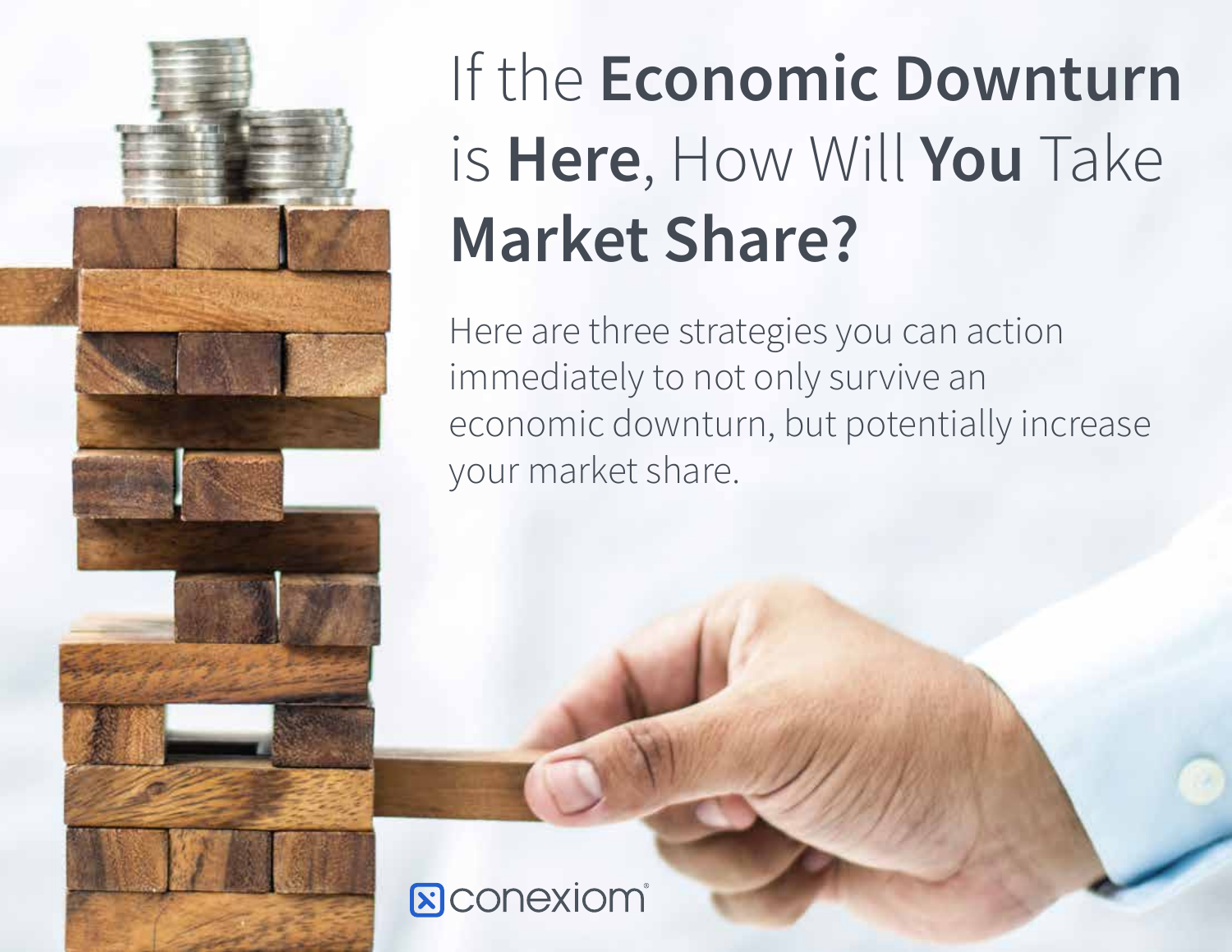# If the **Economic Downturn** is **Here**, How Will **You** Take **Market Share?**

Here are three strategies you can action immediately to not only survive an economic downturn, but potentially increase your market share.

conexiom®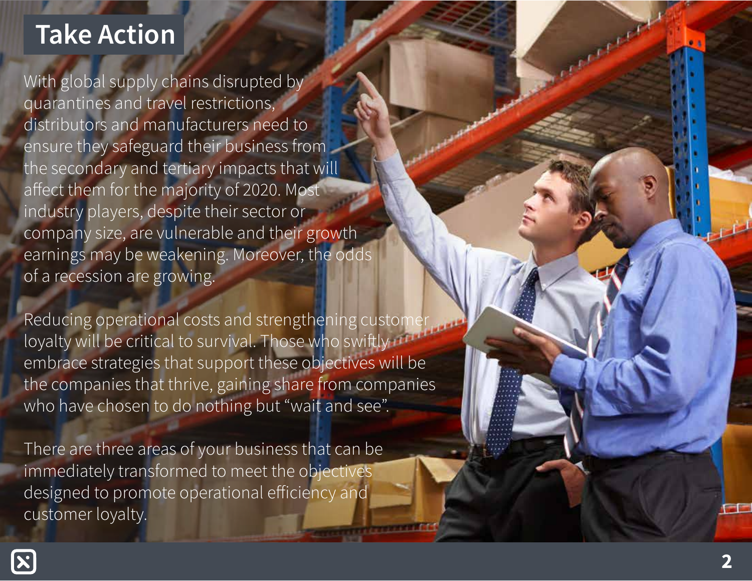# Take Action

With global supply chains disrupted by quarantines and travel restrictions, distributors and manufacturers need to ensure they safeguard their business from the secondary and tertiary impacts that will affect them for the majority of 2020. Most industry players, despite their sector or company size, are vulnerable and their growth earnings may be weakening. Moreover, the odds of a recession are growing.

Reducing operational costs and strengthening customer loyalty will be critical to survival. Those who swiftly embrace strategies that support these objectives will be the companies that thrive, gaining share from companies who have chosen to do nothing but “wait and see”.

There are three areas of your business that can be immediately transformed to meet the objectives designed to promote operational efficiency and customer loyalty.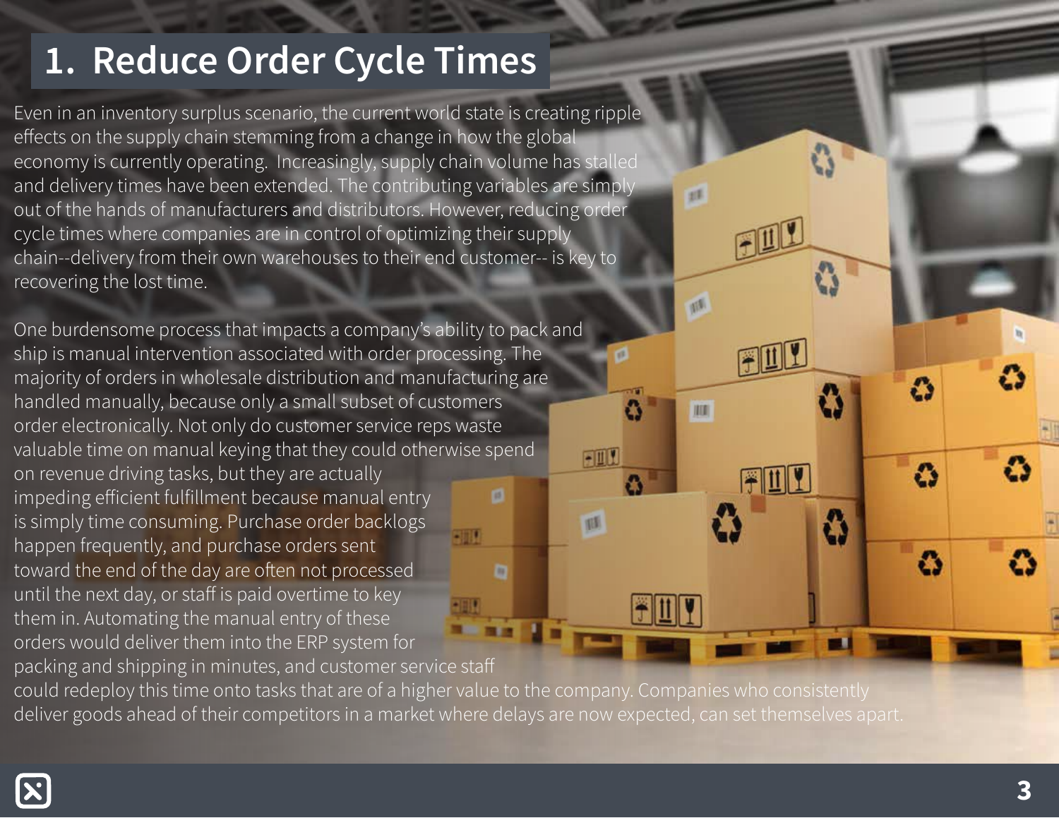# 1. Reduce Order Cycle Times

Even in an inventory surplus scenario, the current world state is creating ripple effects on the supply chain stemming from a change in how the global economy is currently operating.  Increasingly, supply chain volume has stalled and delivery times have been extended. The contributing variables are simply out of the hands of manufacturers and distributors. However, reducing order cycle times where companies are in control of optimizing their supply chain--delivery from their own warehouses to their end customer-- is key to recovering the lost time.

One burdensome process that impacts a company's ability to pack and ship is manual intervention associated with order processing. The majority of orders in wholesale distribution and manufacturing are handled manually, because only a small subset of customers order electronically. Not only do customer service reps waste valuable time on manual keying that they could otherwise spend on revenue driving tasks, but they are actually impeding efficient fulfillment because manual entry is simply time consuming. Purchase order backlogs happen frequently, and purchase orders sent toward the end of the day are often not processed until the next day, or staff is paid overtime to key them in. Automating the manual entry of these orders would deliver them into the ERP system for packing and shipping in minutes, and customer service staff could redeploy this time onto tasks that are of a higher value to the company. Companies who consistently deliver goods ahead of their competitors in a market where delays are now expected, can set themselves apart.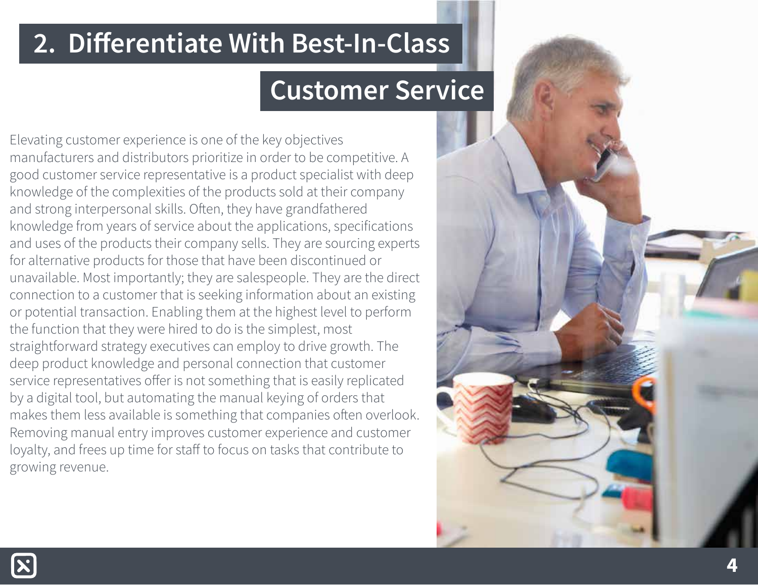## 2. Differentiate With Best-In-Class Customer Service

Elevating customer experience is one of the key objectives manufacturers and distributors prioritize in order to be competitive. A good customer service representative is a product specialist with deep knowledge of the complexities of the products sold at their company and strong interpersonal skills. Often, they have grandfathered knowledge from years of service about the applications, specifications and uses of the products their company sells. They are sourcing experts for alternative products for those that have been discontinued or unavailable. Most importantly; they are salespeople. They are the direct connection to a customer that is seeking information about an existing or potential transaction. Enabling them at the highest level to perform the function that they were hired to do is the simplest, most straightforward strategy executives can employ to drive growth. The deep product knowledge and personal connection that customer service representatives offer is not something that is easily replicated by a digital tool, but automating the manual keying of orders that makes them less available is something that companies often overlook. Removing manual entry improves customer experience and customer loyalty, and frees up time for staff to focus on tasks that contribute to growing revenue.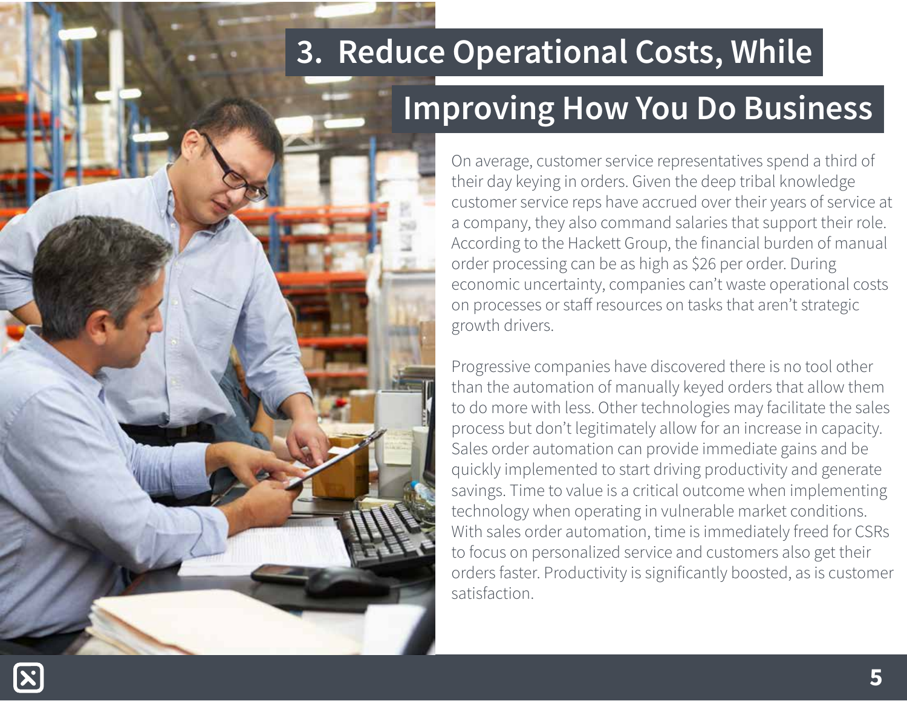# 3. Reduce Operational Costs, While Improving How You Do Business

On average, customer service representatives spend a third of their day keying in orders. Given the deep tribal knowledge customer service reps have accrued over their years of service at a company, they also command salaries that support their role. According to the Hackett Group, the financial burden of manual order processing can be as high as $26 per order. During economic uncertainty, companies can't waste operational costs on processes or staff resources on tasks that aren't strategic growth drivers.

Progressive companies have discovered there is no tool other than the automation of manually keyed orders that allow them to do more with less. Other technologies may facilitate the sales process but don't legitimately allow for an increase in capacity. Sales order automation can provide immediate gains and be quickly implemented to start driving productivity and generate savings. Time to value is a critical outcome when implementing technology when operating in vulnerable market conditions. With sales order automation, time is immediately freed for CSRs to focus on personalized service and customers also get their orders faster. Productivity is significantly boosted, as is customer satisfaction.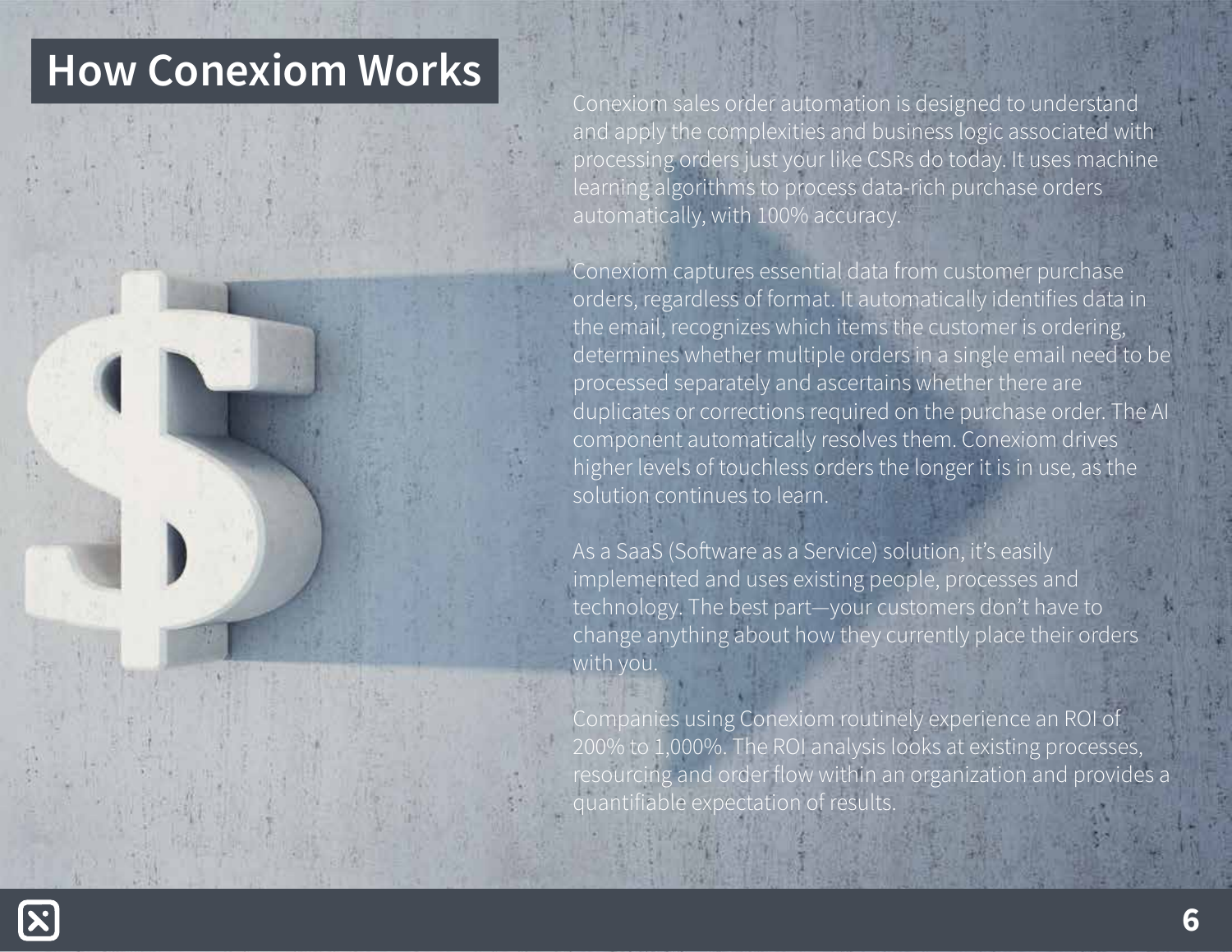# How Conexiom Works

Conexiom sales order automation is designed to understand and apply the complexities and business logic associated with processing orders just your like CSRs do today. It uses machine learning algorithms to process data-rich purchase orders automatically, with 100% accuracy.

Conexiom captures essential data from customer purchase orders, regardless of format. It automatically identifies data in the email, recognizes which items the customer is ordering, determines whether multiple orders in a single email need to be processed separately and ascertains whether there are duplicates or corrections required on the purchase order. The AI component automatically resolves them. Conexiom drives higher levels of touchless orders the longer it is in use, as the solution continues to learn.

As a SaaS (Software as a Service) solution, it's easily implemented and uses existing people, processes and technology. The best part—your customers don't have to change anything about how they currently place their orders with you.

Companies using Conexiom routinely experience an ROI of 200% to 1,000%. The ROI analysis looks at existing processes, resourcing and order flow within an organization and provides a quantifiable expectation of results.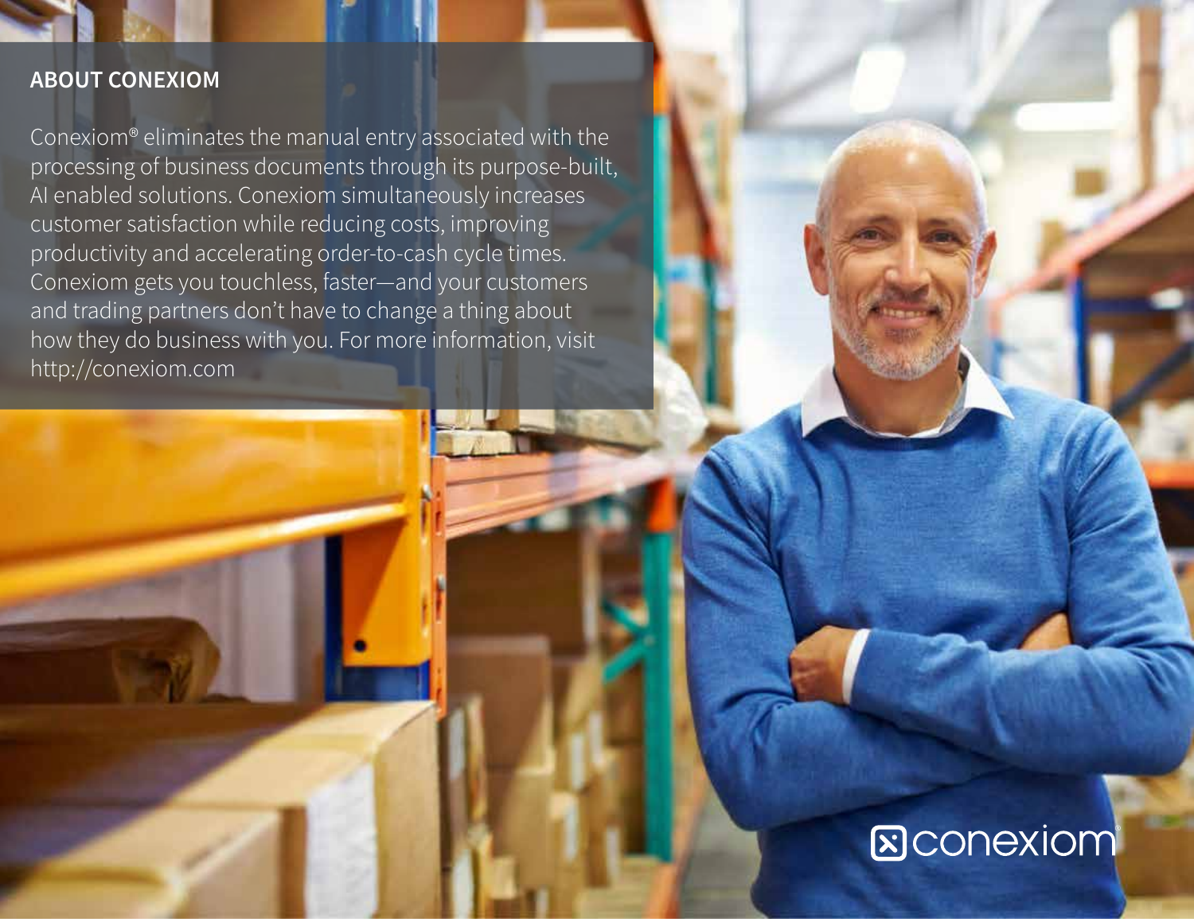## ABOUT CONEXIOM

Conexiom® eliminates the manual entry associated with the processing of business documents through its purpose-built, AI enabled solutions. Conexiom simultaneously increases customer satisfaction while reducing costs, improving productivity and accelerating order-to-cash cycle times. Conexiom gets you touchless, faster—and your customers and trading partners don't have to change a thing about how they do business with you. For more information, visit http://conexiom.com

conexiom